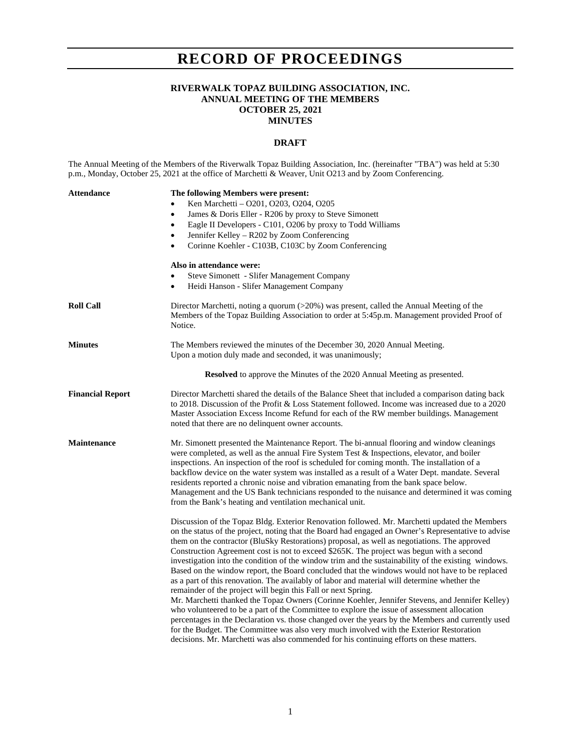# RECORD OF PROCEEDINGS

**RIVERWALK TOPAZ BUILDING ASSOCIATION, INC.**
**ANNUAL MEETING OF THE MEMBERS**
**OCTOBER 25, 2021**
**MINUTES**

**DRAFT**

The Annual Meeting of the Members of the Riverwalk Topaz Building Association, Inc. (hereinafter "TBA") was held at 5:30 p.m., Monday, October 25, 2021 at the office of Marchetti & Weaver, Unit O213 and by Zoom Conferencing.

**Attendance**

**The following Members were present:**

- Ken Marchetti – O201, O203, O204, O205
- James & Doris Eller - R206 by proxy to Steve Simonett
- Eagle II Developers - C101, O206 by proxy to Todd Williams
- Jennifer Kelley – R202 by Zoom Conferencing
- Corinne Koehler - C103B, C103C by Zoom Conferencing

**Also in attendance were:**

- Steve Simonett - Slifer Management Company
- Heidi Hanson - Slifer Management Company

**Roll Call**

Director Marchetti, noting a quorum (>20%) was present, called the Annual Meeting of the Members of the Topaz Building Association to order at 5:45p.m. Management provided Proof of Notice.

**Minutes**

The Members reviewed the minutes of the December 30, 2020 Annual Meeting.
Upon a motion duly made and seconded, it was unanimously;

**Resolved** to approve the Minutes of the 2020 Annual Meeting as presented.

**Financial Report**

Director Marchetti shared the details of the Balance Sheet that included a comparison dating back to 2018. Discussion of the Profit & Loss Statement followed. Income was increased due to a 2020 Master Association Excess Income Refund for each of the RW member buildings. Management noted that there are no delinquent owner accounts.

**Maintenance**

Mr. Simonett presented the Maintenance Report. The bi-annual flooring and window cleanings were completed, as well as the annual Fire System Test & Inspections, elevator, and boiler inspections. An inspection of the roof is scheduled for coming month. The installation of a backflow device on the water system was installed as a result of a Water Dept. mandate. Several residents reported a chronic noise and vibration emanating from the bank space below. Management and the US Bank technicians responded to the nuisance and determined it was coming from the Bank's heating and ventilation mechanical unit.

Discussion of the Topaz Bldg. Exterior Renovation followed. Mr. Marchetti updated the Members on the status of the project, noting that the Board had engaged an Owner's Representative to advise them on the contractor (BluSky Restorations) proposal, as well as negotiations. The approved Construction Agreement cost is not to exceed $265K. The project was begun with a second investigation into the condition of the window trim and the sustainability of the existing windows. Based on the window report, the Board concluded that the windows would not have to be replaced as a part of this renovation. The availably of labor and material will determine whether the remainder of the project will begin this Fall or next Spring.
Mr. Marchetti thanked the Topaz Owners (Corinne Koehler, Jennifer Stevens, and Jennifer Kelley) who volunteered to be a part of the Committee to explore the issue of assessment allocation percentages in the Declaration vs. those changed over the years by the Members and currently used for the Budget. The Committee was also very much involved with the Exterior Restoration decisions. Mr. Marchetti was also commended for his continuing efforts on these matters.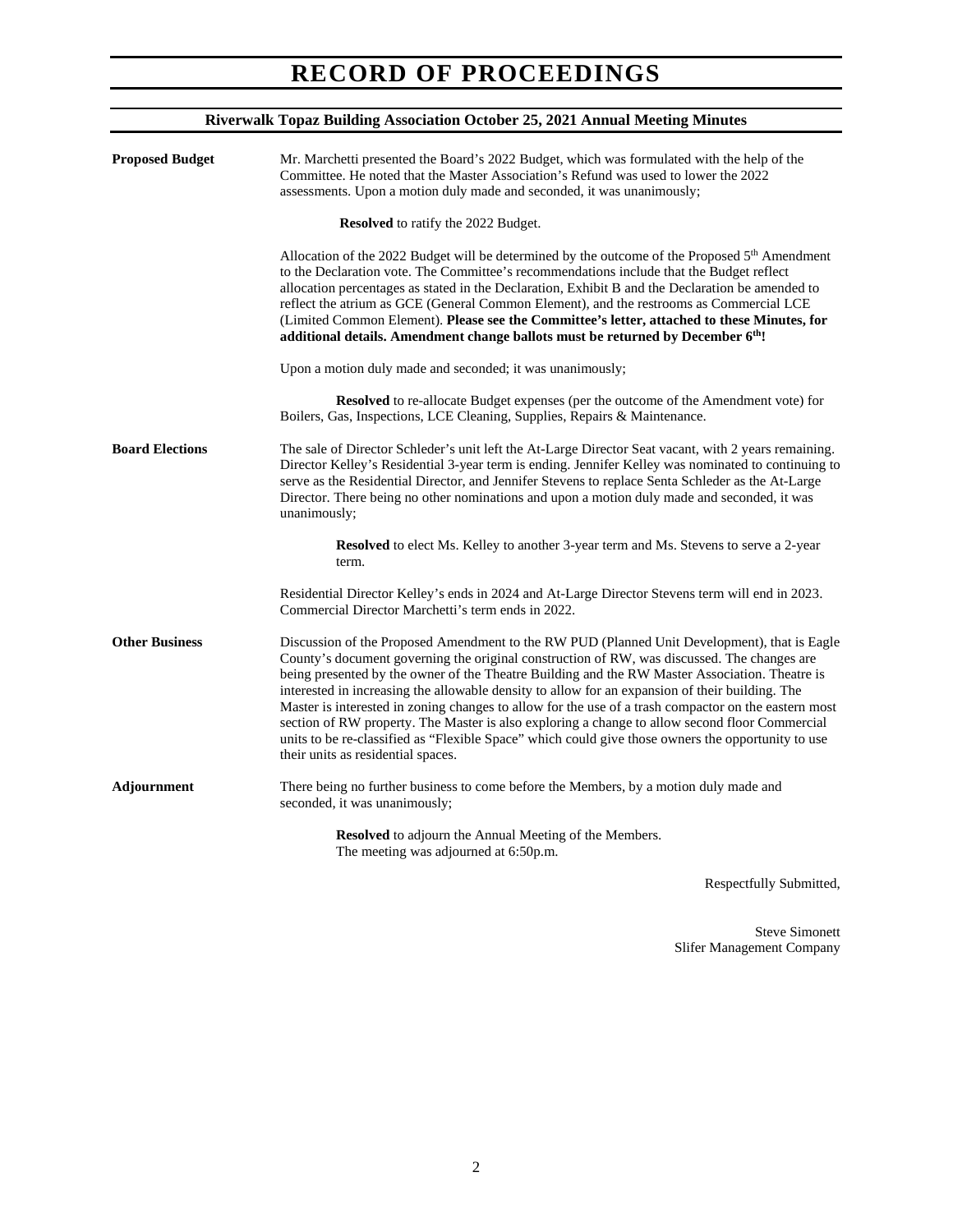# RECORD OF PROCEEDINGS

## Riverwalk Topaz Building Association October 25, 2021 Annual Meeting Minutes

**Proposed Budget**

Mr. Marchetti presented the Board's 2022 Budget, which was formulated with the help of the Committee. He noted that the Master Association's Refund was used to lower the 2022 assessments. Upon a motion duly made and seconded, it was unanimously;

**Resolved** to ratify the 2022 Budget.

Allocation of the 2022 Budget will be determined by the outcome of the Proposed 5th Amendment to the Declaration vote. The Committee's recommendations include that the Budget reflect allocation percentages as stated in the Declaration, Exhibit B and the Declaration be amended to reflect the atrium as GCE (General Common Element), and the restrooms as Commercial LCE (Limited Common Element). **Please see the Committee's letter, attached to these Minutes, for additional details. Amendment change ballots must be returned by December 6th!**

Upon a motion duly made and seconded; it was unanimously;

**Resolved** to re-allocate Budget expenses (per the outcome of the Amendment vote) for Boilers, Gas, Inspections, LCE Cleaning, Supplies, Repairs & Maintenance.

**Board Elections**

The sale of Director Schleder's unit left the At-Large Director Seat vacant, with 2 years remaining. Director Kelley's Residential 3-year term is ending. Jennifer Kelley was nominated to continuing to serve as the Residential Director, and Jennifer Stevens to replace Senta Schleder as the At-Large Director. There being no other nominations and upon a motion duly made and seconded, it was unanimously;

**Resolved** to elect Ms. Kelley to another 3-year term and Ms. Stevens to serve a 2-year term.

Residential Director Kelley's ends in 2024 and At-Large Director Stevens term will end in 2023. Commercial Director Marchetti's term ends in 2022.

**Other Business**

Discussion of the Proposed Amendment to the RW PUD (Planned Unit Development), that is Eagle County's document governing the original construction of RW, was discussed. The changes are being presented by the owner of the Theatre Building and the RW Master Association. Theatre is interested in increasing the allowable density to allow for an expansion of their building. The Master is interested in zoning changes to allow for the use of a trash compactor on the eastern most section of RW property. The Master is also exploring a change to allow second floor Commercial units to be re-classified as "Flexible Space" which could give those owners the opportunity to use their units as residential spaces.

**Adjournment**

There being no further business to come before the Members, by a motion duly made and seconded, it was unanimously;

**Resolved** to adjourn the Annual Meeting of the Members.
The meeting was adjourned at 6:50p.m.

Respectfully Submitted,

Steve Simonett
Slifer Management Company